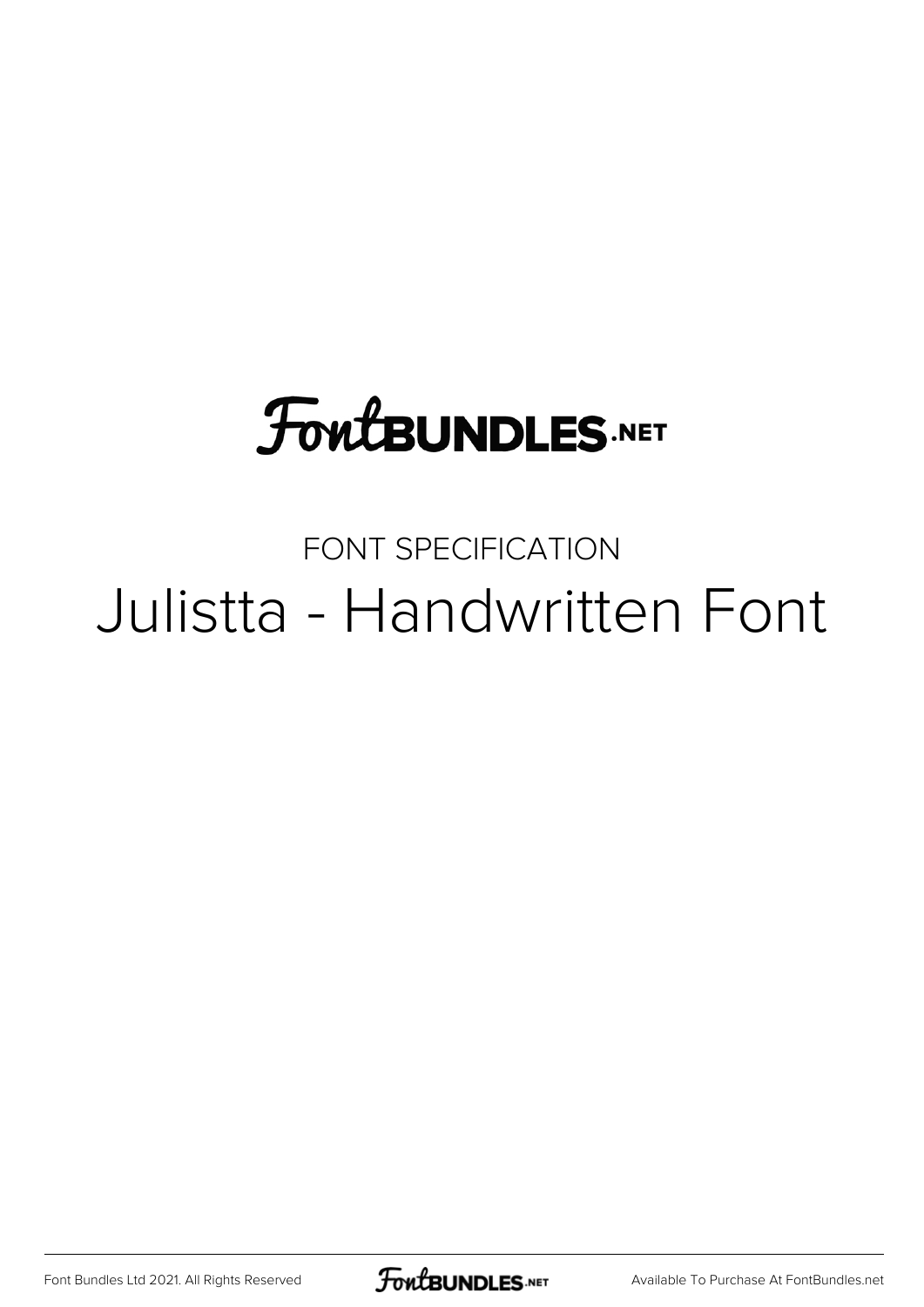FontBUNDLES.NET

FONT SPECIFICATION

# Julistta - Handwritten Font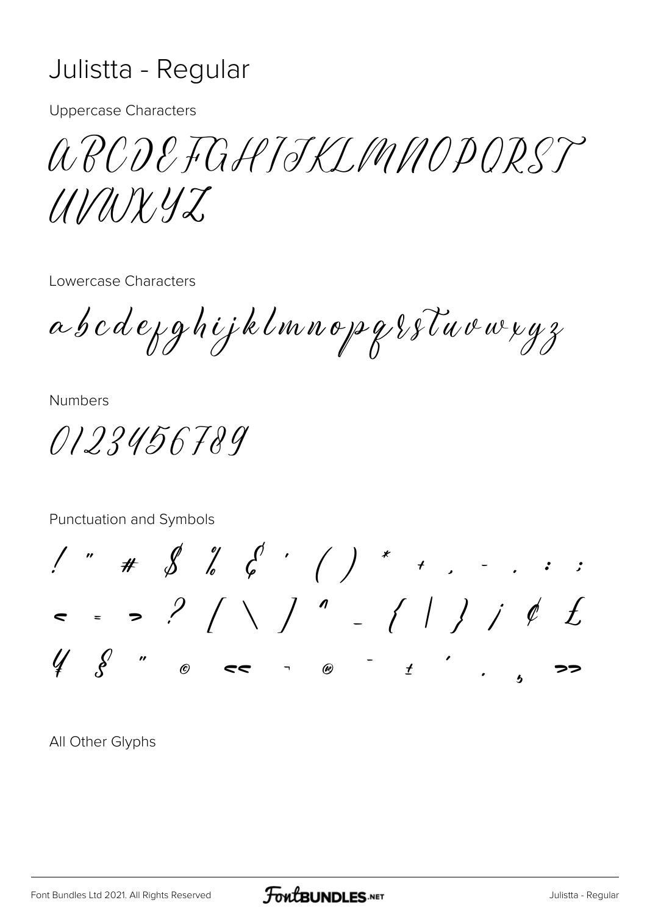# Julistta - Regular

Uppercase Characters

ABCDEFGHIJKLMNOPQRST
UVWXYZ

Lowercase Characters

abcdefghijklmnopqrstuvwxyz

Numbers

0123456789

Punctuation and Symbols

! " # $ % & ' ( ) * + , - . : ;
< = > ? [ \ ] ^ _ { | } ¡ ¢ £
¥ § ¨ © « ¬ ® ¯ ± ´ · ¸ »

All Other Glyphs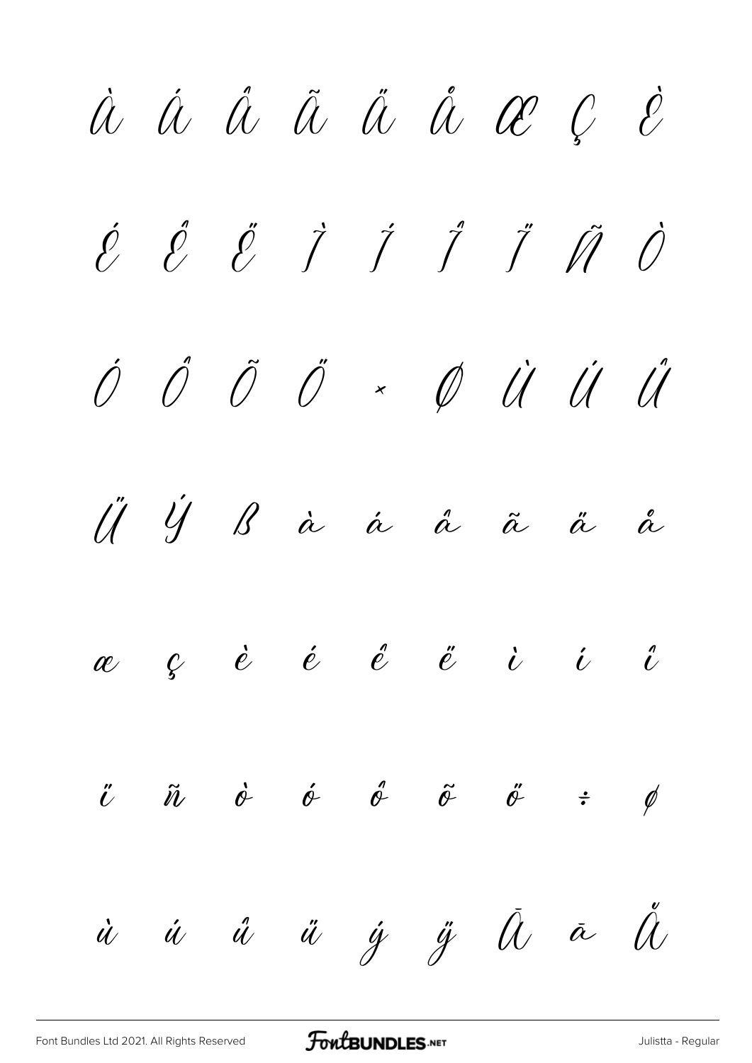À Á Â Ã Ä Å Æ Ç È

É Ê Ë Ì Í Î Ï Ñ Ò

Ó Ô Õ Ö × Ø Ù Ú Û

Ü Ý ß à á â ã ä å

æ ç è é ê ë ì í î

ï ñ ò ó ô õ ö ÷ ø

ù ú û ü ý ÿ Ā ā Ă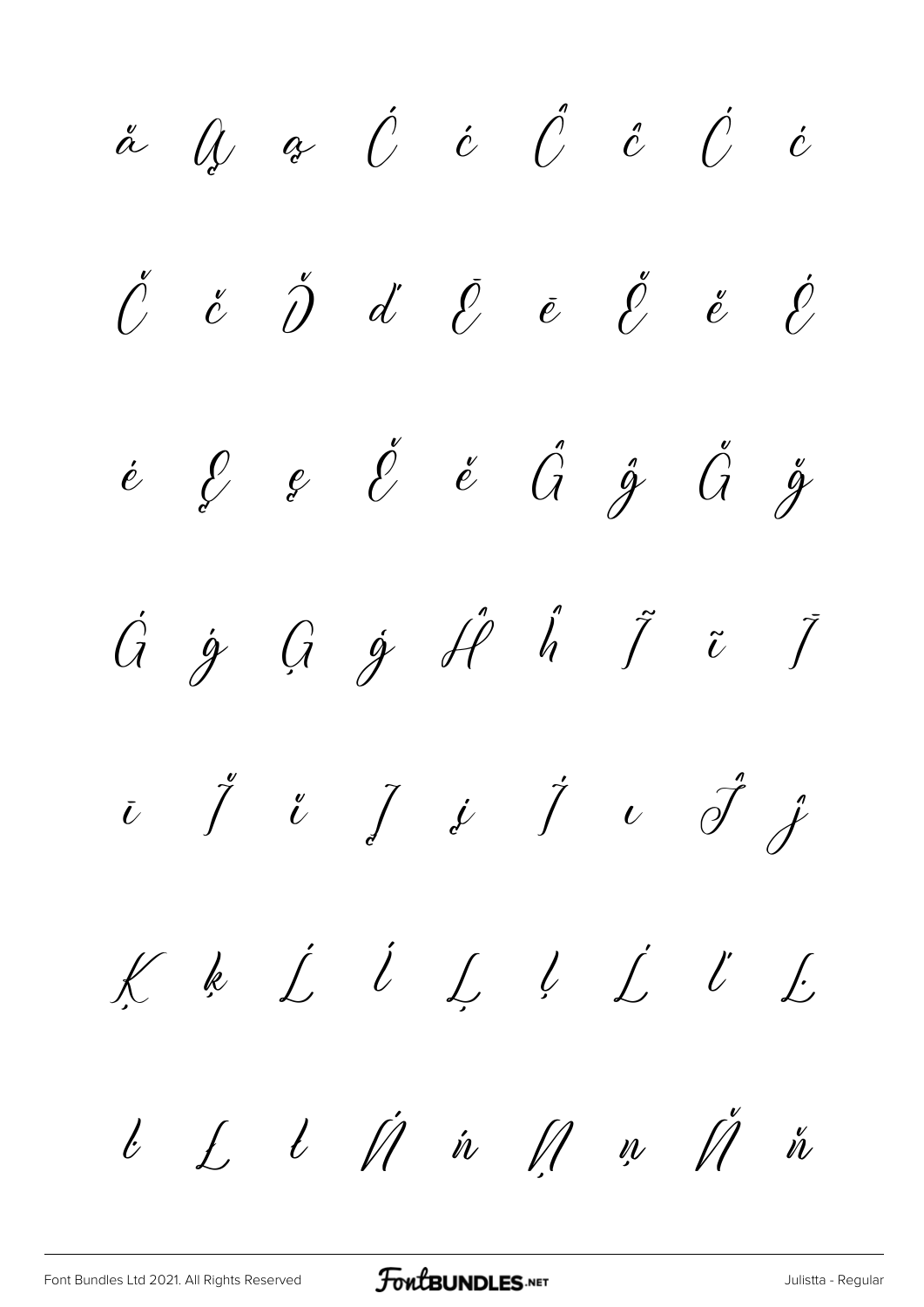ă Ą ą Ć ć Ĉ ĉ Ċ ċ

Č č Ď ď Ē ē Ĕ ĕ Ė

ė Ę ę Ě ě Ĝ ĝ Ğ ğ

Ġ ġ Ģ ģ Ĥ ĥ Ĩ ĩ Ī

ī Ĭ ĭ Į į İ ı Ĵ ĵ

Ķ ķ Ĺ ĺ Ļ ļ Ľ ľ Ŀ

ŀ Ł ł Ń ń Ņ ņ Ň ň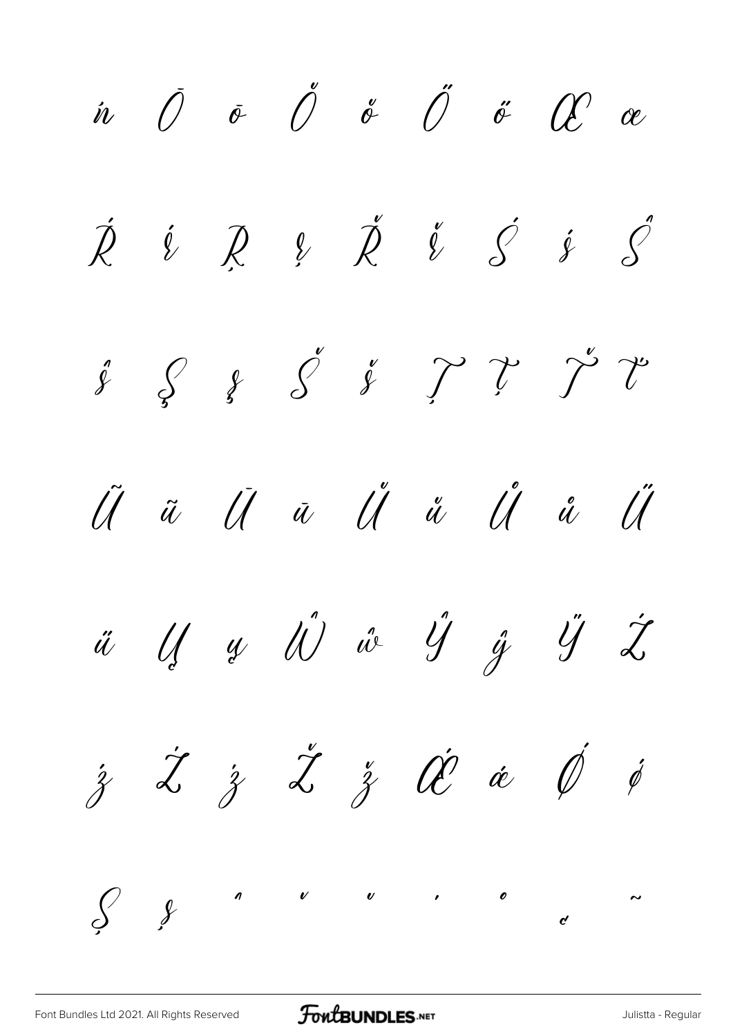ń Ō ō Ŏ ŏ Ő ő Œ œ

Ŕ ŕ Ŗ ŗ Ř ř Ś ś Ŝ

ŝ Ş ş Š š Ţ ţ Ť ť

Ũ ũ Ū ū Ŭ ŭ Ů ů Ű

ű Ų ų Ŵ ŵ Ŷ ŷ Ÿ Ź

ź Ż ż Ž ž Ǽ ǽ Ǿ ǿ

Ș ș ˆ ˇ ˘ ˙ ˚ ˛ ˜

Font Bundles Ltd 2021. All Rights Reserved    FontBUNDLES.NET    Julistta - Regular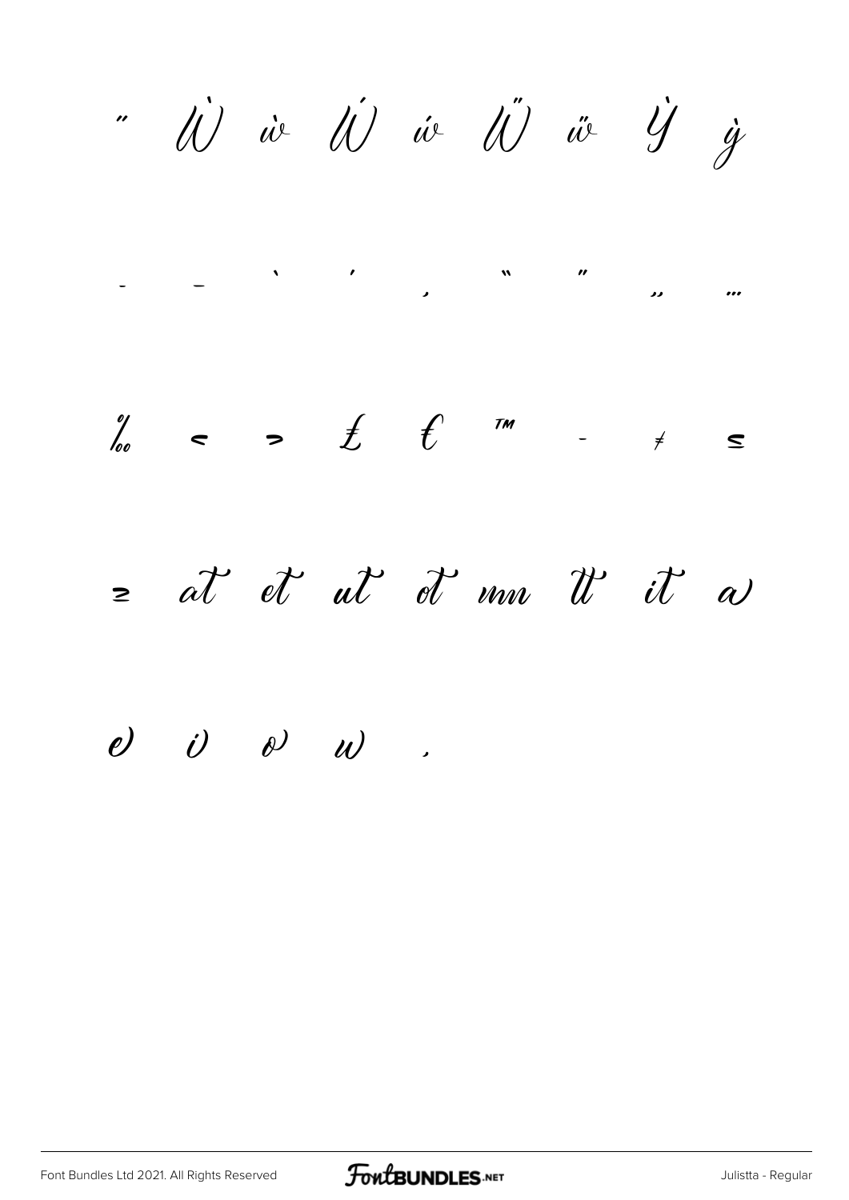˝ Ẁ ẁ Ẃ ẃ Ẅ ẅ Ỳ ỳ

– — ‘ ’ ‚ “ ” „ …

‰ ‹ › ₤ € ™ − ≠ ≤

≥ at et ut ot mn tt it a

e i o w .